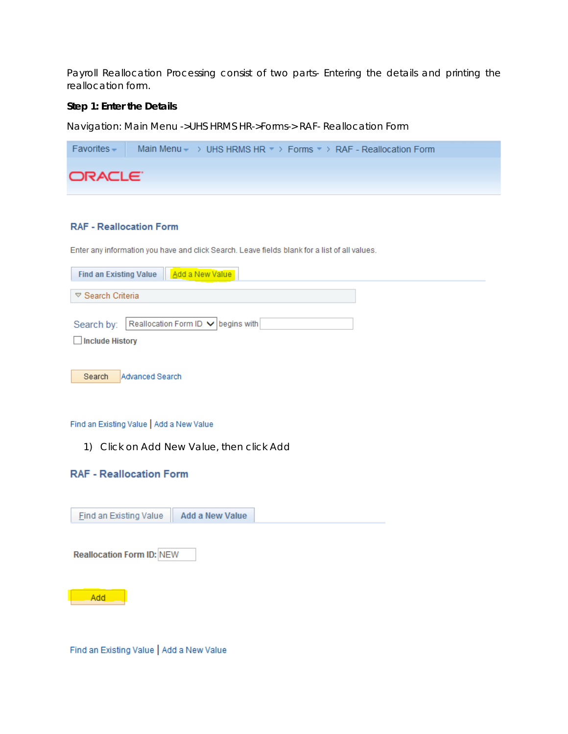Payroll Reallocation Processing consist of two parts- Entering the details and printing the reallocation form.

**Step 1: Enter the Details**

Navigation: Main Menu ->UHS HRMS HR->Forms-> RAF- Reallocation Form

Favorites | Main Menu > UHS HRMS HR > Forms > RAF - Reallocation Form

ORACLE

**RAF - Reallocation Form**

Enter any information you have and click Search. Leave fields blank for a list of all values.

Find an Existing Value | Add a New Value

Search Criteria

Search by: Reallocation Form ID begins with

Include History

Search | Advanced Search

Find an Existing Value | Add a New Value

1) Click on Add New Value, then click Add

**RAF - Reallocation Form**

Find an Existing Value | Add a New Value

**Reallocation Form ID:** NEW

Add

Find an Existing Value | Add a New Value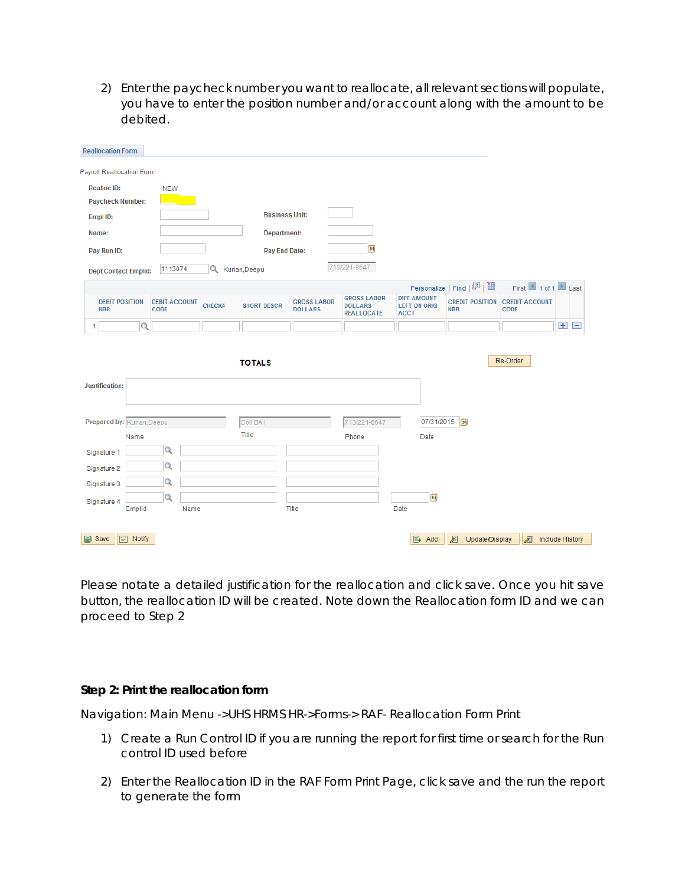2) Enter the paycheck number you want to reallocate, all relevant sections will populate, you have to enter the position number and/or account along with the amount to be debited.

Reallocation Form

Payroll Reallocation Form

Realloc ID: NEW

Paycheck Number:

Empl ID: | Business Unit:

Name: | Department:

Pay Run ID: | Pay End Date:

Dept Contact Emplid: 1113074 Kurian,Deepu 713/221-8647

Personalize | Find | First 1 of 1 Last

| | DEBIT POSITION NBR | DEBIT ACCOUNT CODE | CHECK# | SHORT DESCR | GROSS LABOR DOLLARS | GROSS LABOR DOLLARS REALLOCATE | DIFF AMOUNT LEFT ON ORIG ACCT | CREDIT POSITION NBR | CREDIT ACCOUNT CODE |
|---|---|---|---|---|---|---|---|---|---|
| 1 | | | | | | | | | |

TOTALS

Re-Order

Justification:

Prepared by: Kurian,Deepu | Coll BA I | 713/221-8647 | 07/31/2015

Name | Title | Phone | Date

Signature 1

Signature 2

Signature 3

Signature 4

Emplid | Name | Title | Date

Save | Notify | Add | Update/Display | Include History

Please notate a detailed justification for the reallocation and click save. Once you hit save button, the reallocation ID will be created. Note down the Reallocation form ID and we can proceed to Step 2

**Step 2: Print the reallocation form**

Navigation: Main Menu ->UHS HRMS HR->Forms-> RAF- Reallocation Form Print

1) Create a Run Control ID if you are running the report for first time or search for the Run control ID used before

2) Enter the Reallocation ID in the RAF Form Print Page, click save and the run the report to generate the form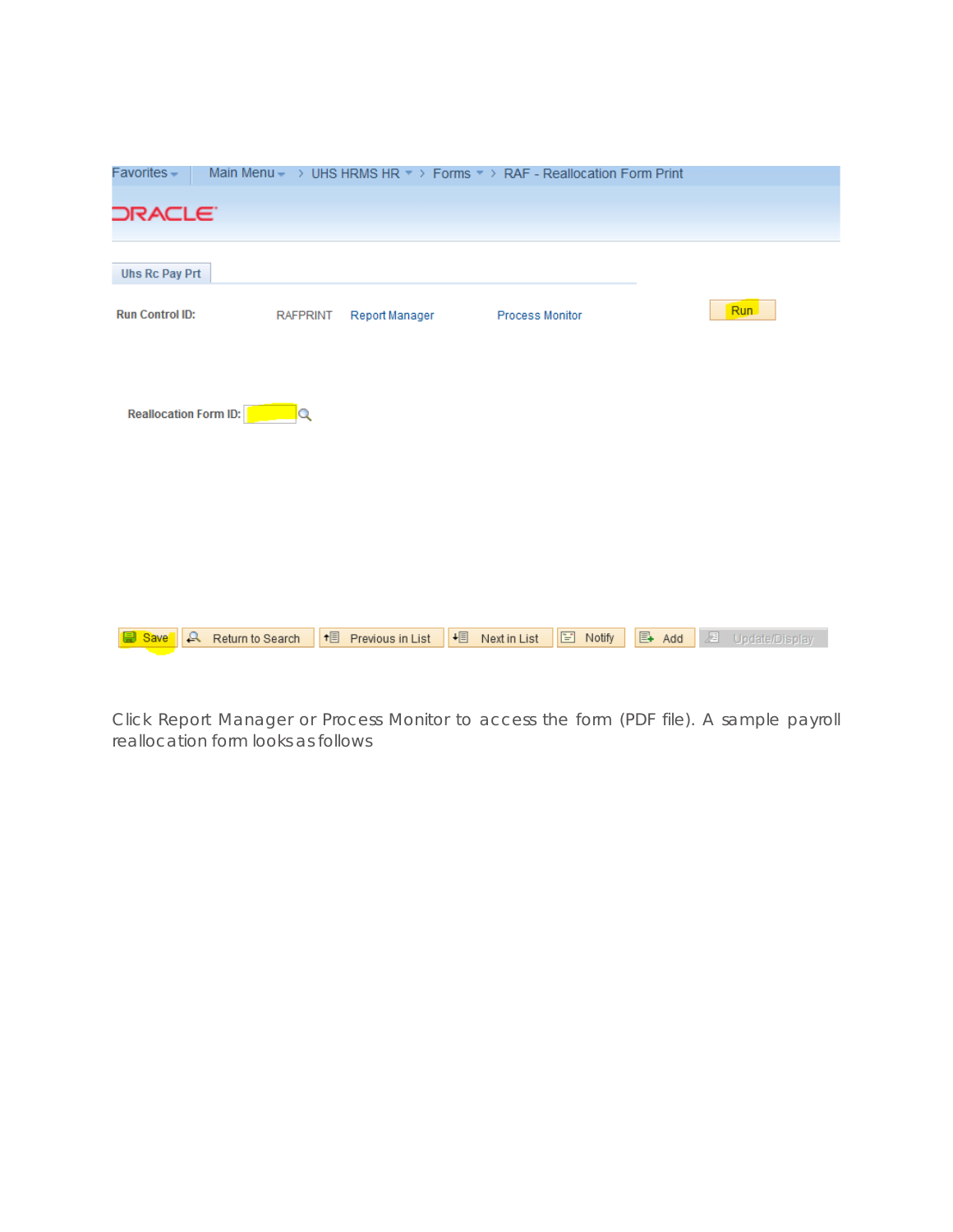Favorites | Main Menu > UHS HRMS HR > Forms > RAF - Reallocation Form Print

ORACLE

Uhs Rc Pay Prt

**Run Control ID:** RAFPRINT Report Manager Process Monitor Run

**Reallocation Form ID:**

Save | Return to Search | Previous in List | Next in List | Notify | Add | Update/Display

Click Report Manager or Process Monitor to access the form (PDF file). A sample payroll reallocation form looks as follows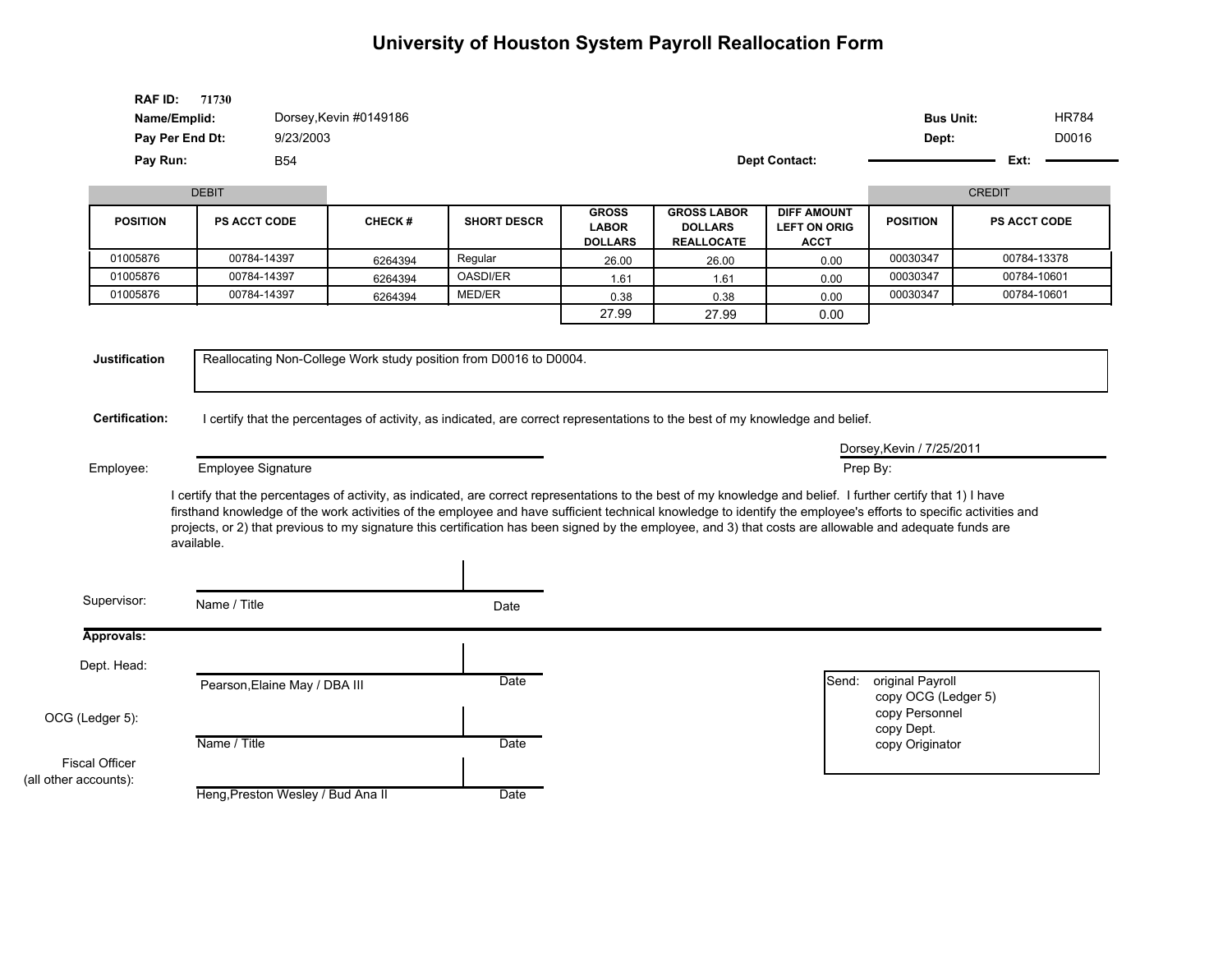# University of Houston System Payroll Reallocation Form

**RAF ID:** 71730

**Name/Emplid:** Dorsey,Kevin #0149186

**Pay Per End Dt:** 9/23/2003

**Pay Run:** B54

**Bus Unit:** HR784

**Dept:** D0016

**Dept Contact:** \_\_\_\_\_\_\_\_\_\_ **Ext:** \_\_\_\_\_\_\_\_\_\_

| DEBIT | | | | | | | CREDIT | |
|---|---|---|---|---|---|---|---|---|
| **POSITION** | **PS ACCT CODE** | **CHECK #** | **SHORT DESCR** | **GROSS LABOR DOLLARS** | **GROSS LABOR DOLLARS REALLOCATE** | **DIFF AMOUNT LEFT ON ORIG ACCT** | **POSITION** | **PS ACCT CODE** |
| 01005876 | 00784-14397 | 6264394 | Regular | 26.00 | 26.00 | 0.00 | 00030347 | 00784-13378 |
| 01005876 | 00784-14397 | 6264394 | OASDI/ER | 1.61 | 1.61 | 0.00 | 00030347 | 00784-10601 |
| 01005876 | 00784-14397 | 6264394 | MED/ER | 0.38 | 0.38 | 0.00 | 00030347 | 00784-10601 |
| | | | | 27.99 | 27.99 | 0.00 | | |

**Justification:** Reallocating Non-College Work study position from D0016 to D0004.

**Certification:** I certify that the percentages of activity, as indicated, are correct representations to the best of my knowledge and belief.

Employee: \_\_\_\_\_\_\_\_\_\_ Employee Signature

Dorsey,Kevin / 7/25/2011
Prep By:

I certify that the percentages of activity, as indicated, are correct representations to the best of my knowledge and belief. I further certify that 1) I have firsthand knowledge of the work activities of the employee and have sufficient technical knowledge to identify the employee's efforts to specific activities and projects, or 2) that previous to my signature this certification has been signed by the employee, and 3) that costs are allowable and adequate funds are available.

Supervisor: \_\_\_\_\_\_\_\_\_\_ Name / Title \_\_\_\_\_\_\_\_\_\_ Date

**Approvals:**

Dept. Head: Pearson,Elaine May / DBA III \_\_\_\_\_\_\_\_\_\_ Date

OCG (Ledger 5): \_\_\_\_\_\_\_\_\_\_ Name / Title \_\_\_\_\_\_\_\_\_\_ Date

Fiscal Officer (all other accounts): Heng,Preston Wesley / Bud Ana II \_\_\_\_\_\_\_\_\_\_ Date

Send:
- original Payroll
- copy OCG (Ledger 5)
- copy Personnel
- copy Dept.
- copy Originator